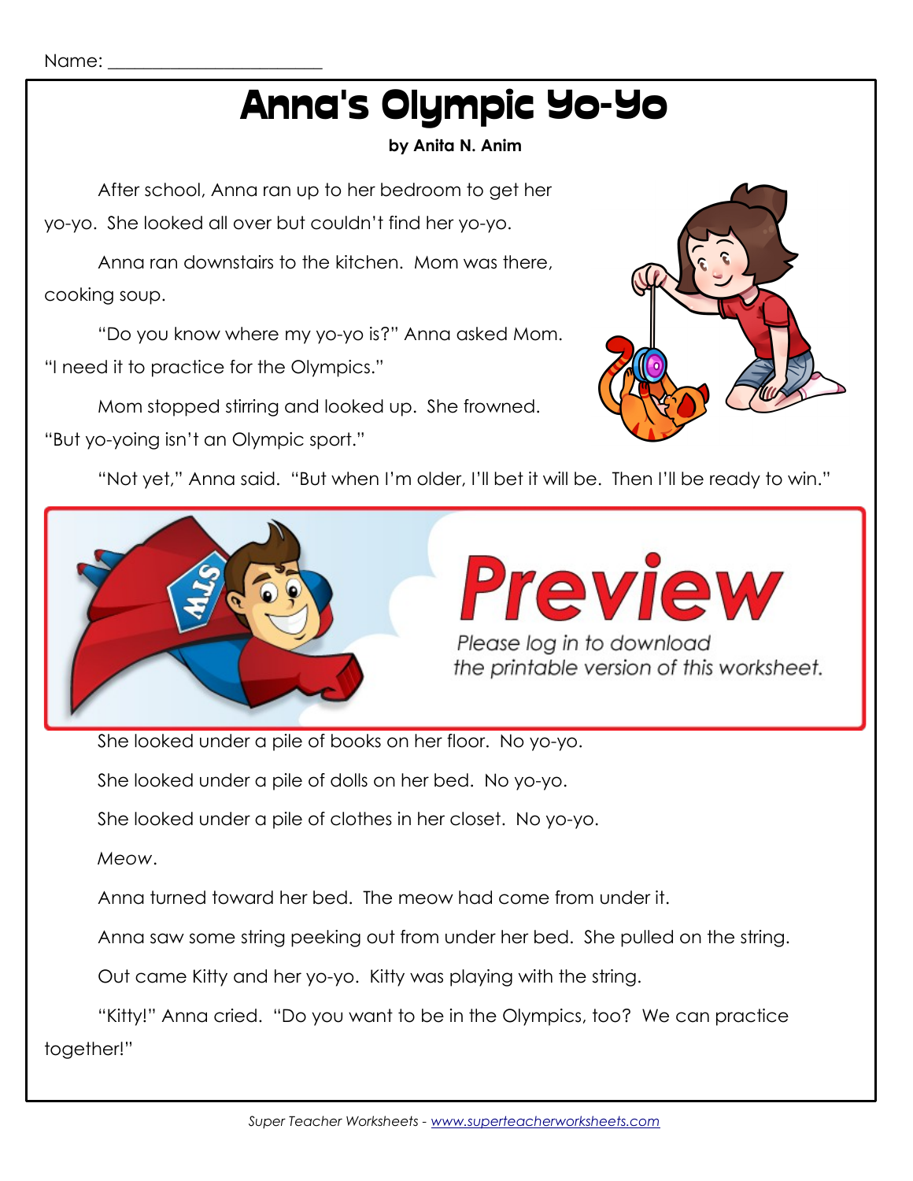Name: ______________________

# Anna's Olympic Yo-Yo

**by Anita N. Anim**

After school, Anna ran up to her bedroom to get her yo-yo. She looked all over but couldn't find her yo-yo.

Anna ran downstairs to the kitchen. Mom was there, cooking soup.

"Do you know where my yo-yo is?" Anna asked Mom. "I need it to practice for the Olympics."

Mom stopped stirring and looked up. She frowned. "But yo-yoing isn't an Olympic sport."

"Not yet," Anna said. "But when I'm older, I'll bet it will be. Then I'll be ready to win."

Preview

Please log in to download the printable version of this worksheet.

She looked under a pile of books on her floor. No yo-yo.

She looked under a pile of dolls on her bed. No yo-yo.

She looked under a pile of clothes in her closet. No yo-yo.

*Meow.*

Anna turned toward her bed. The meow had come from under it.

Anna saw some string peeking out from under her bed. She pulled on the string.

Out came Kitty and her yo-yo. Kitty was playing with the string.

"Kitty!" Anna cried. "Do you want to be in the Olympics, too? We can practice together!"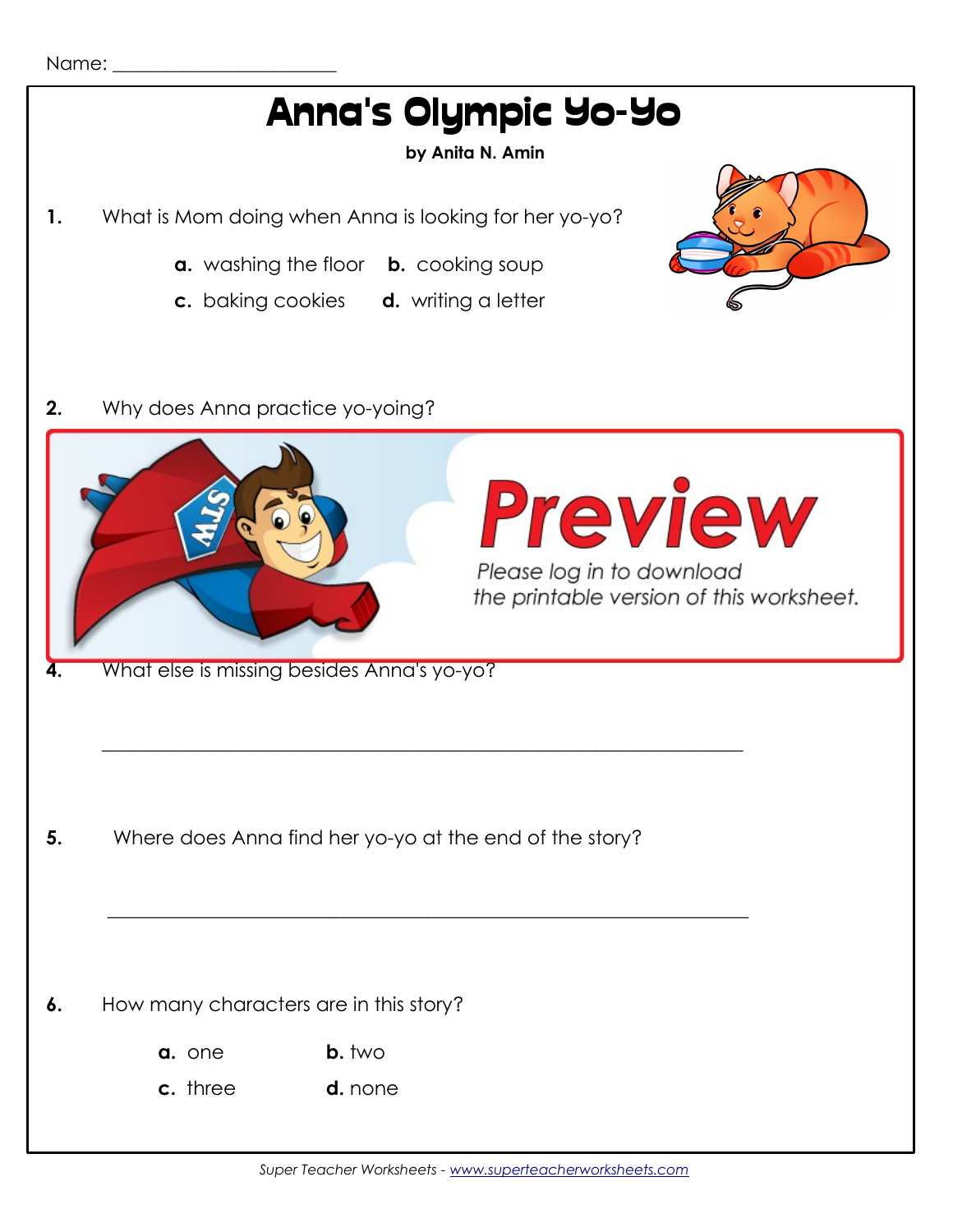Name: ______________________

# Anna's Olympic Yo-Yo

**by Anita N. Amin**

**1.** What is Mom doing when Anna is looking for her yo-yo?

**a.** washing the floor **b.** cooking soup

**c.** baking cookies **d.** writing a letter

**2.** Why does Anna practice yo-yoing?

**Preview**

*Please log in to download the printable version of this worksheet.*

**4.** What else is missing besides Anna's yo-yo?

______________________________________________________________

**5.** Where does Anna find her yo-yo at the end of the story?

______________________________________________________________

**6.** How many characters are in this story?

**a.** one **b.** two

**c.** three **d.** none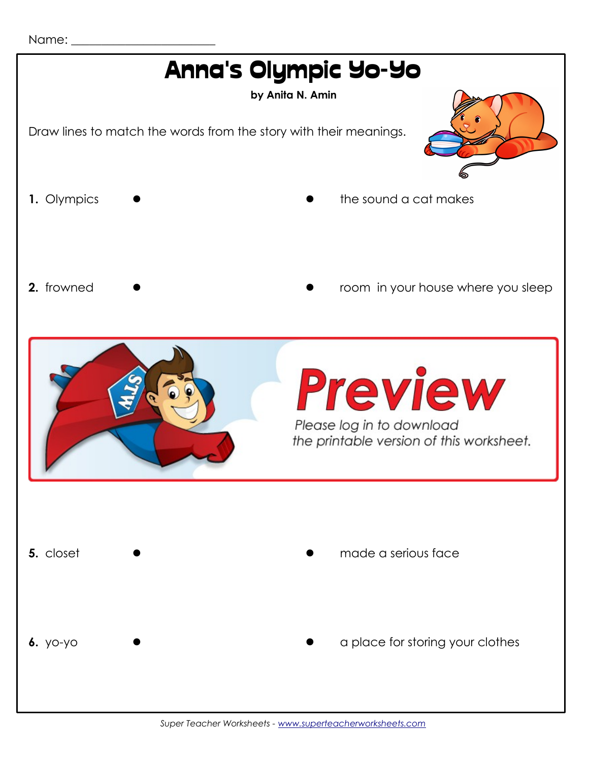Name: ________________________

# Anna's Olympic Yo-Yo

**by Anita N. Amin**

Draw lines to match the words from the story with their meanings.

**1.** Olympics ● ● the sound a cat makes

**2.** frowned ● ● room in your house where you sleep

**Preview**

*Please log in to download the printable version of this worksheet.*

**5.** closet ● ● made a serious face

**6.** yo-yo ● ● a place for storing your clothes

*Super Teacher Worksheets - www.superteacherworksheets.com*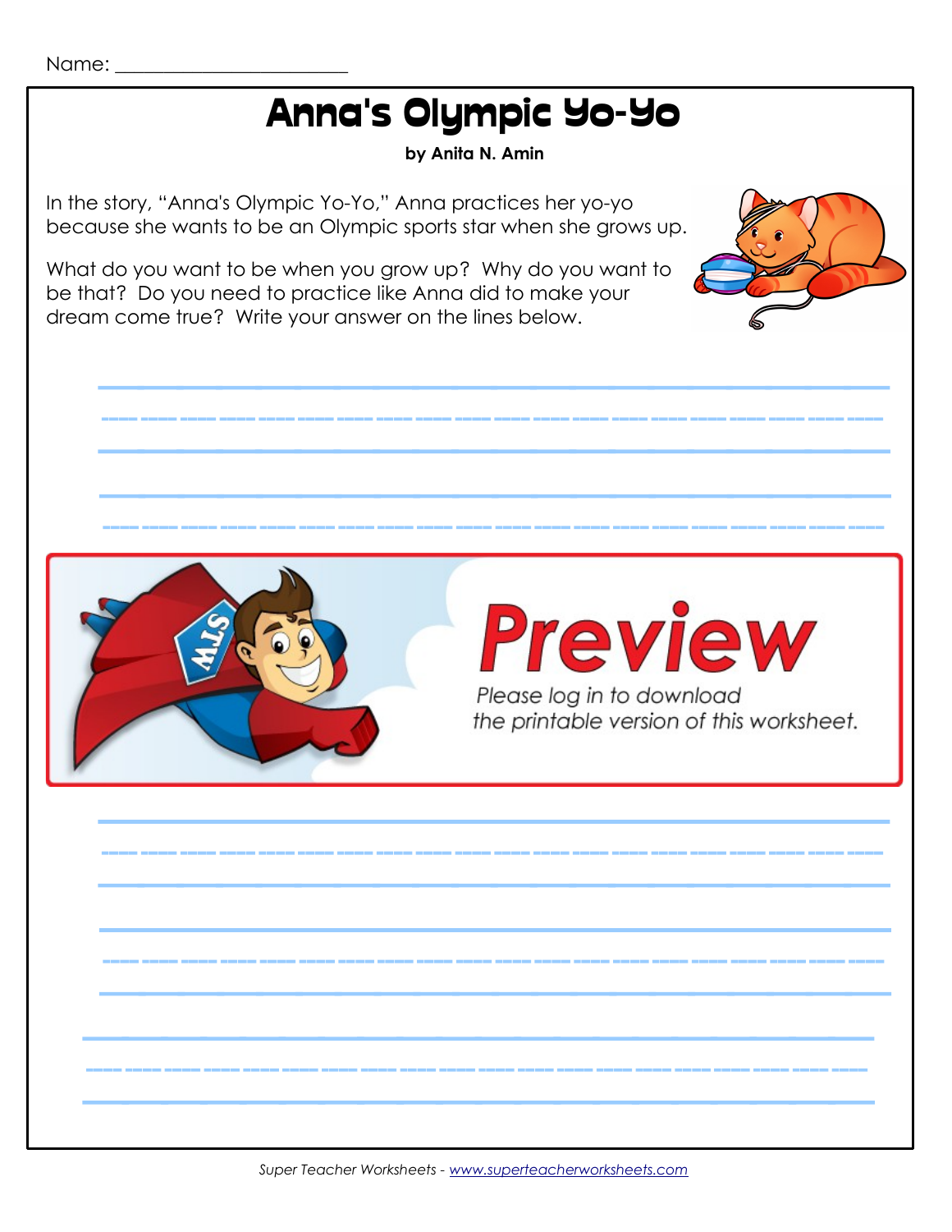Name: ________________________

# Anna's Olympic Yo-Yo

**by Anita N. Amin**

In the story, "Anna's Olympic Yo-Yo," Anna practices her yo-yo because she wants to be an Olympic sports star when she grows up.

What do you want to be when you grow up? Why do you want to be that? Do you need to practice like Anna did to make your dream come true? Write your answer on the lines below.

**Preview**

*Please log in to download the printable version of this worksheet.*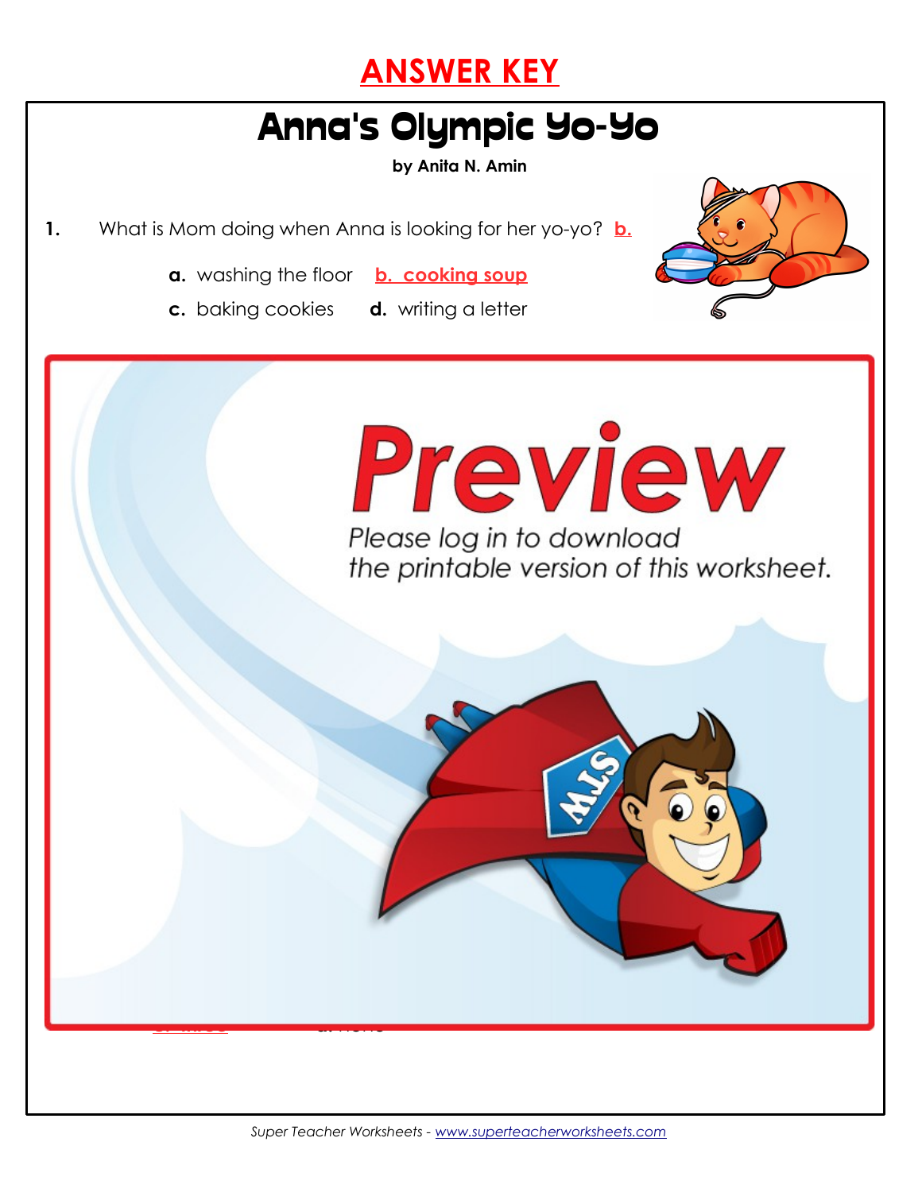# ANSWER KEY

## Anna's Olympic Yo-Yo

**by Anita N. Amin**

1. What is Mom doing when Anna is looking for her yo-yo? **b.**

   **a.** washing the floor **b. cooking soup**

   **c.** baking cookies **d.** writing a letter

Preview

Please log in to download the printable version of this worksheet.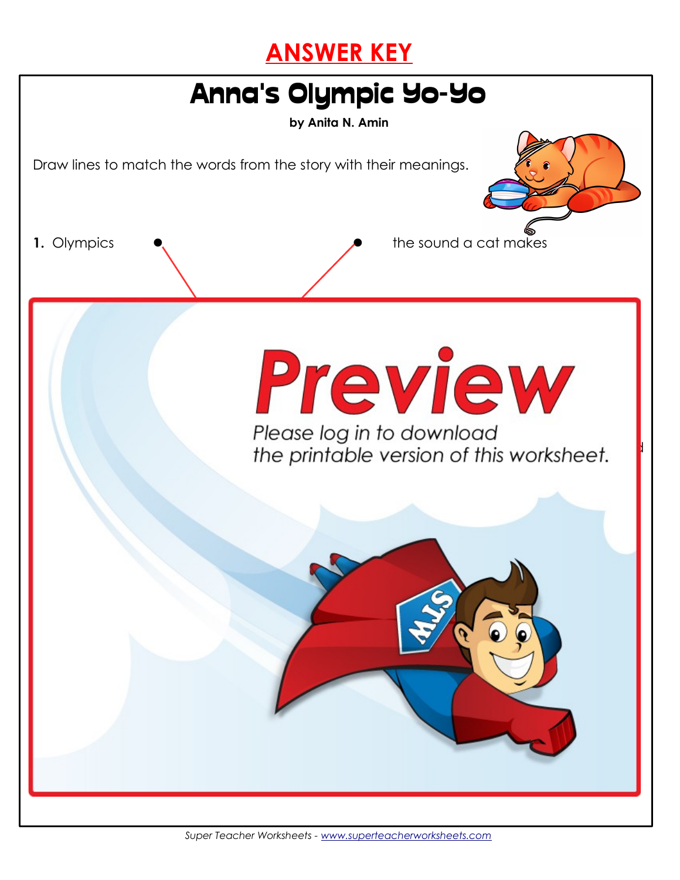# ANSWER KEY

## Anna's Olympic Yo-Yo

**by Anita N. Amin**

Draw lines to match the words from the story with their meanings.

1. Olympics • &nbsp;&nbsp;&nbsp;&nbsp; • the sound a cat makes

Preview

*Please log in to download the printable version of this worksheet.*